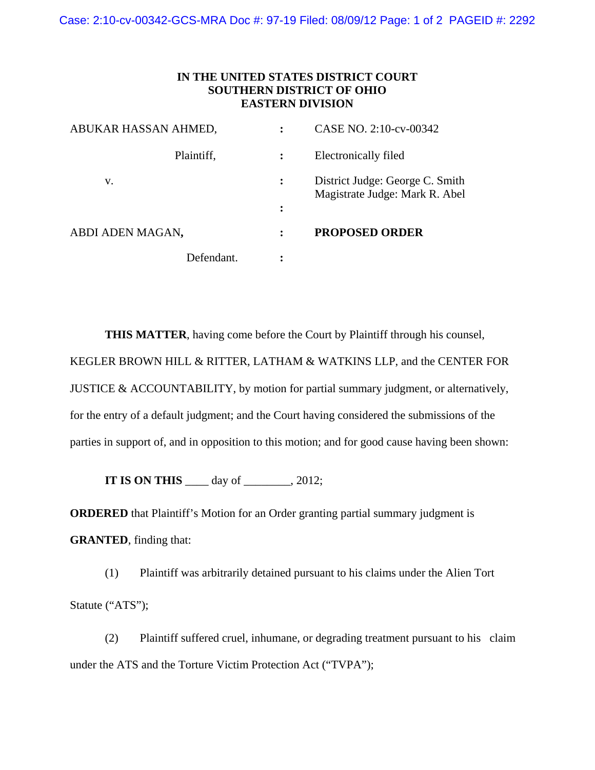**IN THE UNITED STATES DISTRICT COURT**
**SOUTHERN DISTRICT OF OHIO**
**EASTERN DIVISION**

| | | |
|---|---|---|
| ABUKAR HASSAN AHMED, | : | CASE NO. 2:10-cv-00342 |
| Plaintiff, | : | Electronically filed |
| v. | : | District Judge: George C. Smith<br>Magistrate Judge: Mark R. Abel |
| | : | |
| ABDI ADEN MAGAN, | : | **PROPOSED ORDER** |
| Defendant. | : | |

**THIS MATTER**, having come before the Court by Plaintiff through his counsel, KEGLER BROWN HILL & RITTER, LATHAM & WATKINS LLP, and the CENTER FOR JUSTICE & ACCOUNTABILITY, by motion for partial summary judgment, or alternatively, for the entry of a default judgment; and the Court having considered the submissions of the parties in support of, and in opposition to this motion; and for good cause having been shown:

**IT IS ON THIS** ____ day of ________, 2012;

**ORDERED** that Plaintiff's Motion for an Order granting partial summary judgment is **GRANTED**, finding that:

(1) Plaintiff was arbitrarily detained pursuant to his claims under the Alien Tort Statute ("ATS");

(2) Plaintiff suffered cruel, inhumane, or degrading treatment pursuant to his claim under the ATS and the Torture Victim Protection Act ("TVPA");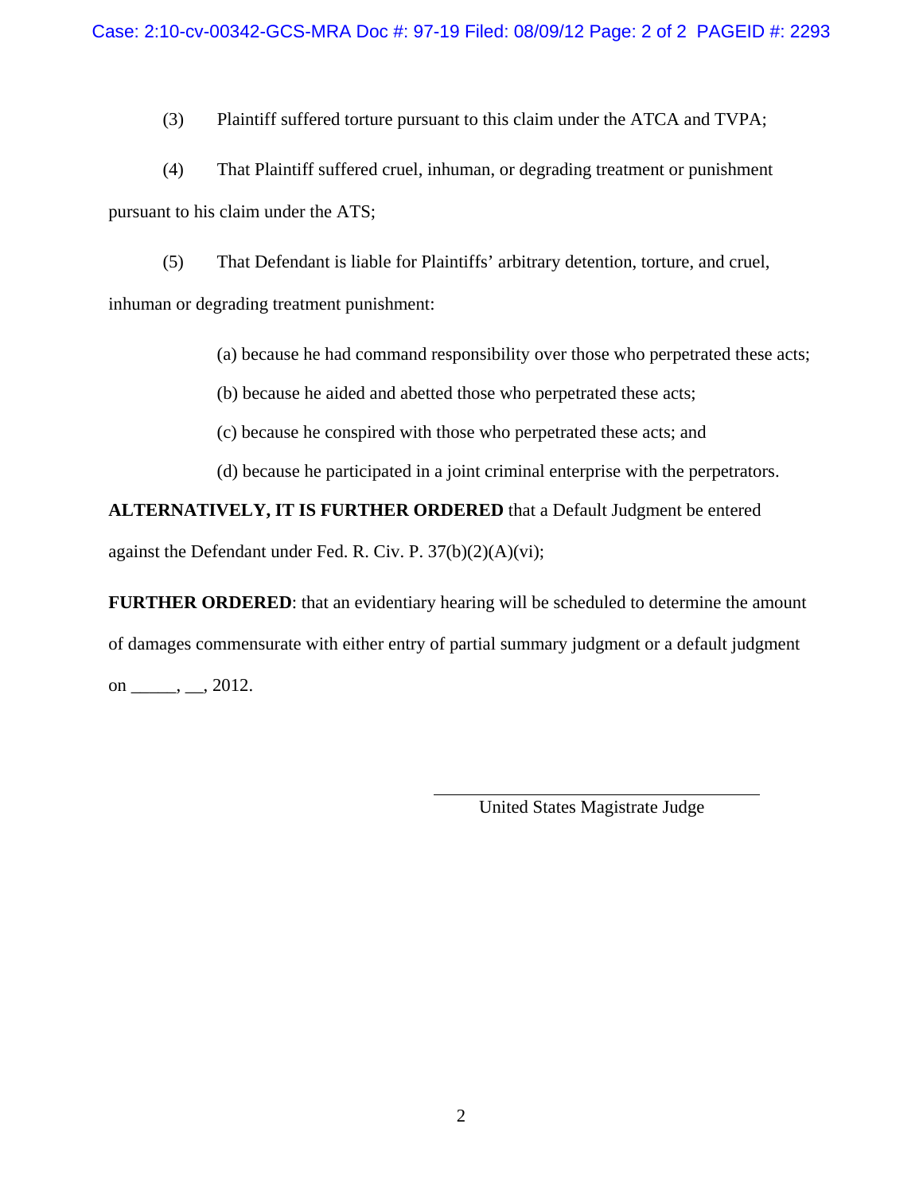(3) Plaintiff suffered torture pursuant to this claim under the ATCA and TVPA;

(4) That Plaintiff suffered cruel, inhuman, or degrading treatment or punishment pursuant to his claim under the ATS;

(5) That Defendant is liable for Plaintiffs' arbitrary detention, torture, and cruel, inhuman or degrading treatment punishment:

(a) because he had command responsibility over those who perpetrated these acts;

(b) because he aided and abetted those who perpetrated these acts;

(c) because he conspired with those who perpetrated these acts; and

(d) because he participated in a joint criminal enterprise with the perpetrators.

**ALTERNATIVELY, IT IS FURTHER ORDERED** that a Default Judgment be entered against the Defendant under Fed. R. Civ. P. 37(b)(2)(A)(vi);

**FURTHER ORDERED**: that an evidentiary hearing will be scheduled to determine the amount of damages commensurate with either entry of partial summary judgment or a default judgment on _____, __, 2012.

United States Magistrate Judge